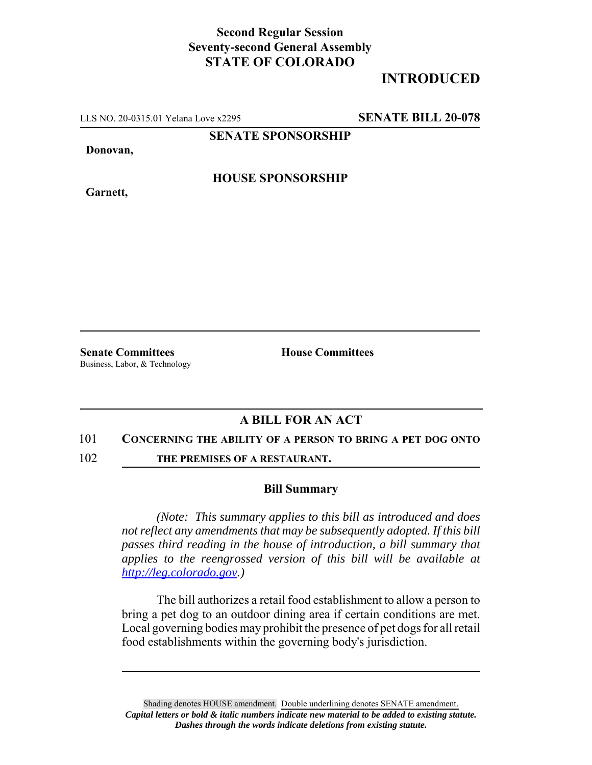**Second Regular Session**
**Seventy-second General Assembly**
**STATE OF COLORADO**

# INTRODUCTED

LLS NO. 20-0315.01 Yelana Love x2295 **SENATE BILL 20-078**

**SENATE SPONSORSHIP**

**Donovan,**

**HOUSE SPONSORSHIP**

**Garnett,**

**Senate Committees**
Business, Labor, & Technology

**House Committees**

## A BILL FOR AN ACT

101 **CONCERNING THE ABILITY OF A PERSON TO BRING A PET DOG ONTO**
102 **THE PREMISES OF A RESTAURANT.**

### Bill Summary

*(Note: This summary applies to this bill as introduced and does not reflect any amendments that may be subsequently adopted. If this bill passes third reading in the house of introduction, a bill summary that applies to the reengrossed version of this bill will be available at http://leg.colorado.gov.)*

The bill authorizes a retail food establishment to allow a person to bring a pet dog to an outdoor dining area if certain conditions are met. Local governing bodies may prohibit the presence of pet dogs for all retail food establishments within the governing body's jurisdiction.

Shading denotes HOUSE amendment. Double underlining denotes SENATE amendment.
***Capital letters or bold & italic numbers indicate new material to be added to existing statute.***
***Dashes through the words indicate deletions from existing statute.***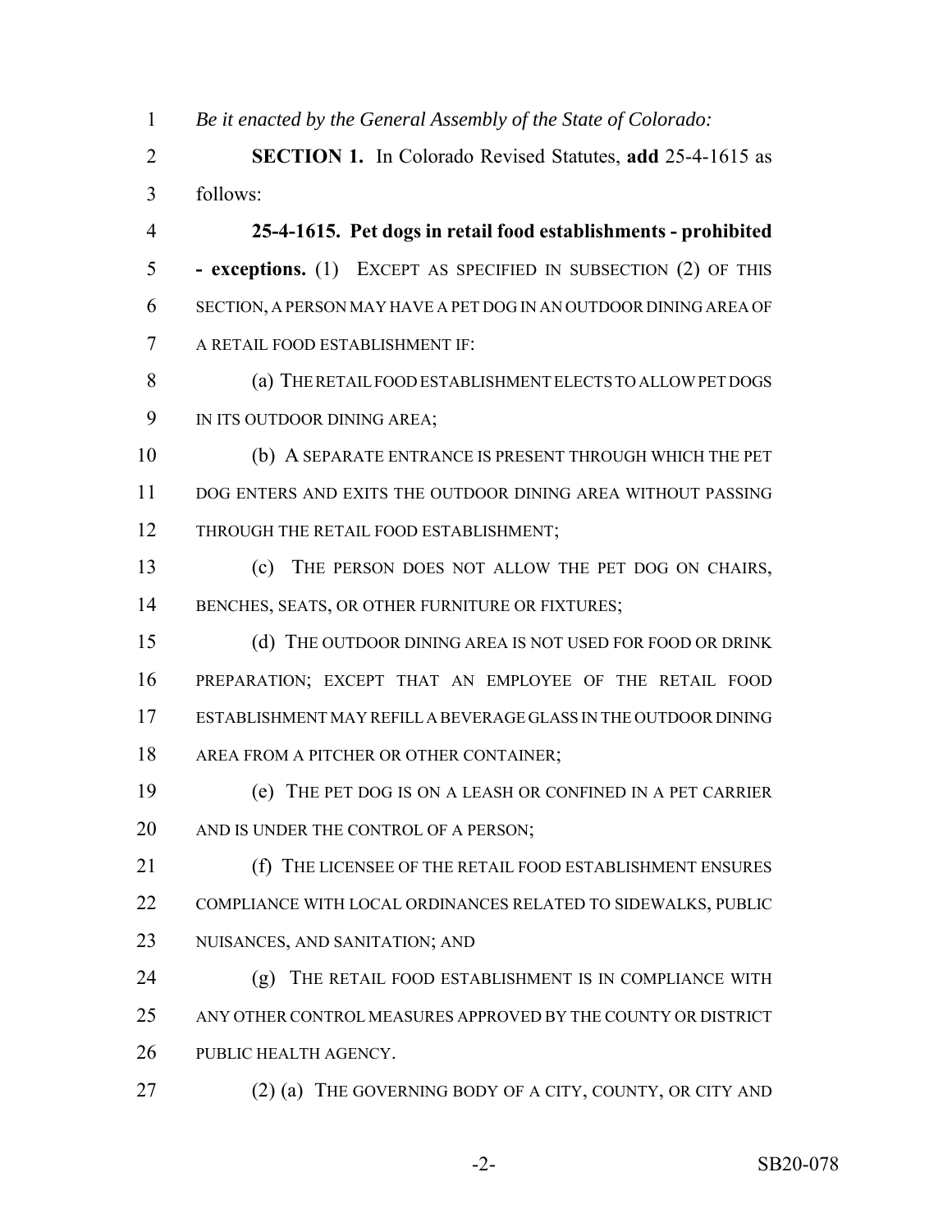*Be it enacted by the General Assembly of the State of Colorado:*

**SECTION 1.** In Colorado Revised Statutes, **add** 25-4-1615 as follows:

**25-4-1615. Pet dogs in retail food establishments - prohibited - exceptions.** (1) EXCEPT AS SPECIFIED IN SUBSECTION (2) OF THIS SECTION, A PERSON MAY HAVE A PET DOG IN AN OUTDOOR DINING AREA OF A RETAIL FOOD ESTABLISHMENT IF:

(a) THE RETAIL FOOD ESTABLISHMENT ELECTS TO ALLOW PET DOGS IN ITS OUTDOOR DINING AREA;

(b) A SEPARATE ENTRANCE IS PRESENT THROUGH WHICH THE PET DOG ENTERS AND EXITS THE OUTDOOR DINING AREA WITHOUT PASSING THROUGH THE RETAIL FOOD ESTABLISHMENT;

(c) THE PERSON DOES NOT ALLOW THE PET DOG ON CHAIRS, BENCHES, SEATS, OR OTHER FURNITURE OR FIXTURES;

(d) THE OUTDOOR DINING AREA IS NOT USED FOR FOOD OR DRINK PREPARATION; EXCEPT THAT AN EMPLOYEE OF THE RETAIL FOOD ESTABLISHMENT MAY REFILL A BEVERAGE GLASS IN THE OUTDOOR DINING AREA FROM A PITCHER OR OTHER CONTAINER;

(e) THE PET DOG IS ON A LEASH OR CONFINED IN A PET CARRIER AND IS UNDER THE CONTROL OF A PERSON;

(f) THE LICENSEE OF THE RETAIL FOOD ESTABLISHMENT ENSURES COMPLIANCE WITH LOCAL ORDINANCES RELATED TO SIDEWALKS, PUBLIC NUISANCES, AND SANITATION; AND

(g) THE RETAIL FOOD ESTABLISHMENT IS IN COMPLIANCE WITH ANY OTHER CONTROL MEASURES APPROVED BY THE COUNTY OR DISTRICT PUBLIC HEALTH AGENCY.

(2) (a) THE GOVERNING BODY OF A CITY, COUNTY, OR CITY AND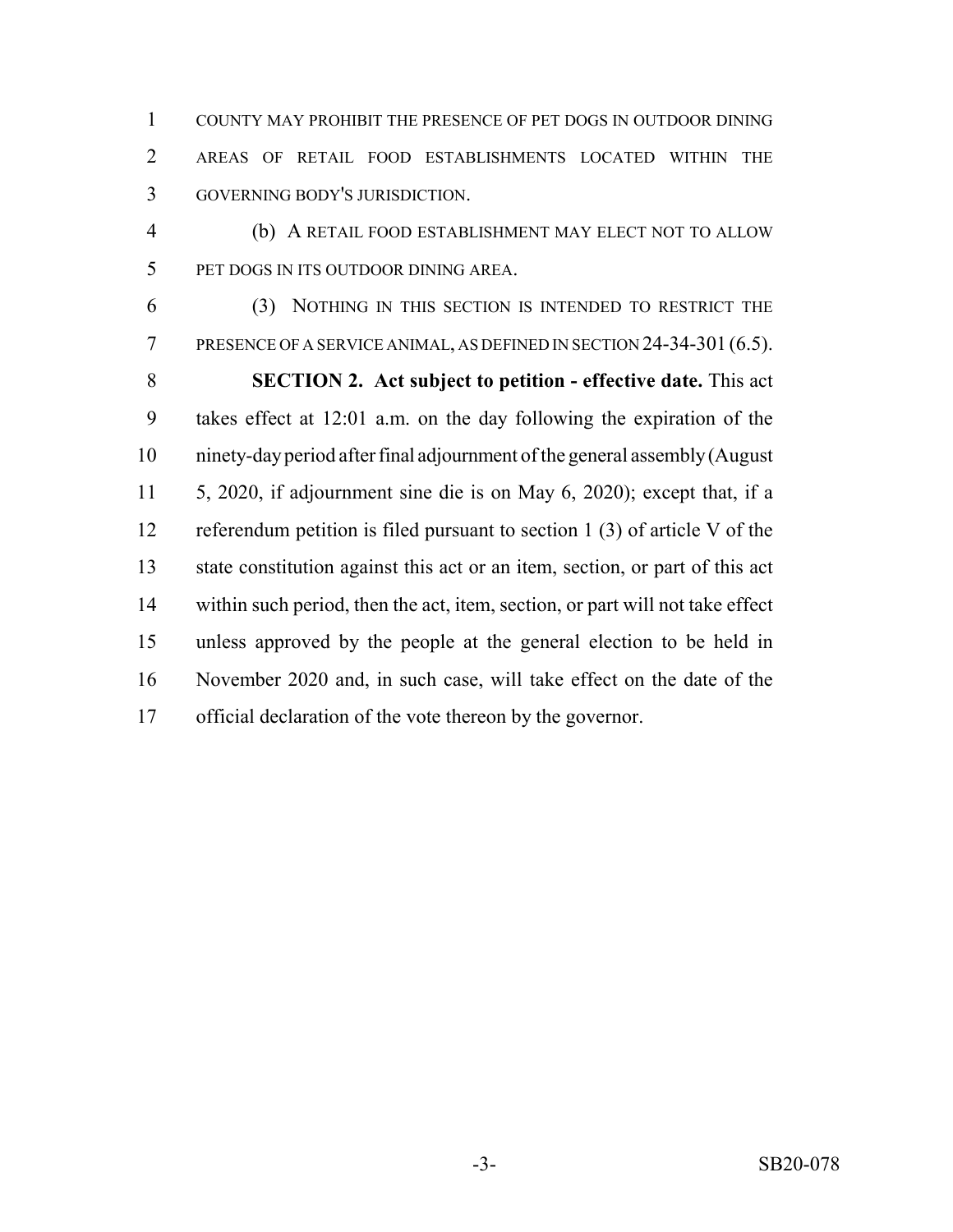COUNTY MAY PROHIBIT THE PRESENCE OF PET DOGS IN OUTDOOR DINING AREAS OF RETAIL FOOD ESTABLISHMENTS LOCATED WITHIN THE GOVERNING BODY'S JURISDICTION.

(b) A RETAIL FOOD ESTABLISHMENT MAY ELECT NOT TO ALLOW PET DOGS IN ITS OUTDOOR DINING AREA.

(3) NOTHING IN THIS SECTION IS INTENDED TO RESTRICT THE PRESENCE OF A SERVICE ANIMAL, AS DEFINED IN SECTION 24-34-301 (6.5).

**SECTION 2. Act subject to petition - effective date.** This act takes effect at 12:01 a.m. on the day following the expiration of the ninety-day period after final adjournment of the general assembly (August 5, 2020, if adjournment sine die is on May 6, 2020); except that, if a referendum petition is filed pursuant to section 1 (3) of article V of the state constitution against this act or an item, section, or part of this act within such period, then the act, item, section, or part will not take effect unless approved by the people at the general election to be held in November 2020 and, in such case, will take effect on the date of the official declaration of the vote thereon by the governor.